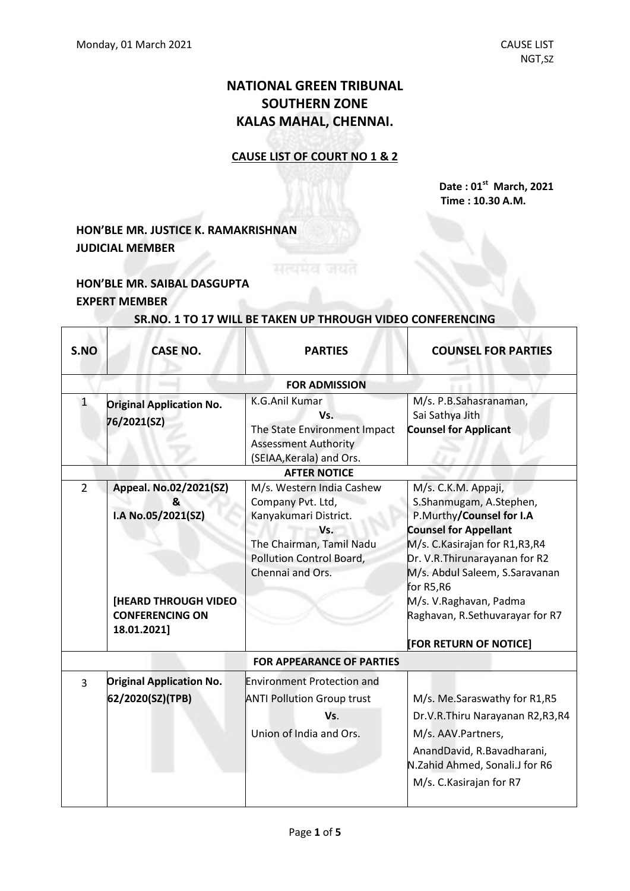Monday, 01 March 2021 CAUSE LIST NGT,SZ

# NATIONAL GREEN TRIBUNAL
# SOUTHERN ZONE
# KALAS MAHAL, CHENNAI.

**CAUSE LIST OF COURT NO 1 & 2**

**Date : 01st March, 2021**
**Time : 10.30 A.M.**

**HON'BLE MR. JUSTICE K. RAMAKRISHNAN**
**JUDICIAL MEMBER**

**HON'BLE MR. SAIBAL DASGUPTA**
**EXPERT MEMBER**

**SR.NO. 1 TO 17 WILL BE TAKEN UP THROUGH VIDEO CONFERENCING**

| S.NO | CASE NO. | PARTIES | COUNSEL FOR PARTIES |
|---|---|---|---|
| | | **FOR ADMISSION** | |
| 1 | **Original Application No. 76/2021(SZ)** | K.G.Anil Kumar<br>Vs.<br>The State Environment Impact Assessment Authority (SEIAA,Kerala) and Ors. | M/s. P.B.Sahasranaman, Sai Sathya Jith<br>**Counsel for Applicant** |
| | | **AFTER NOTICE** | |
| 2 | **Appeal. No.02/2021(SZ) & I.A No.05/2021(SZ)**<br><br>**[HEARD THROUGH VIDEO CONFERENCING ON 18.01.2021]** | M/s. Western India Cashew Company Pvt. Ltd, Kanyakumari District.<br>Vs.<br>The Chairman, Tamil Nadu Pollution Control Board, Chennai and Ors. | M/s. C.K.M. Appaji, S.Shanmugam, A.Stephen, P.Murthy/**Counsel for I.A**<br>**Counsel for Appellant**<br>M/s. C.Kasirajan for R1,R3,R4<br>Dr. V.R.Thirunarayanan for R2<br>M/s. Abdul Saleem, S.Saravanan for R5,R6<br>M/s. V.Raghavan, Padma Raghavan, R.Sethuvarayar for R7<br><br>**[FOR RETURN OF NOTICE]** |
| | | **FOR APPEARANCE OF PARTIES** | |
| 3 | **Original Application No. 62/2020(SZ)(TPB)** | Environment Protection and ANTI Pollution Group trust<br>Vs.<br>Union of India and Ors. | M/s. Me.Saraswathy for R1,R5<br>Dr.V.R.Thiru Narayanan R2,R3,R4<br>M/s. AAV.Partners, AnandDavid, R.Bavadharani, N.Zahid Ahmed, Sonali.J for R6<br>M/s. C.Kasirajan for R7 |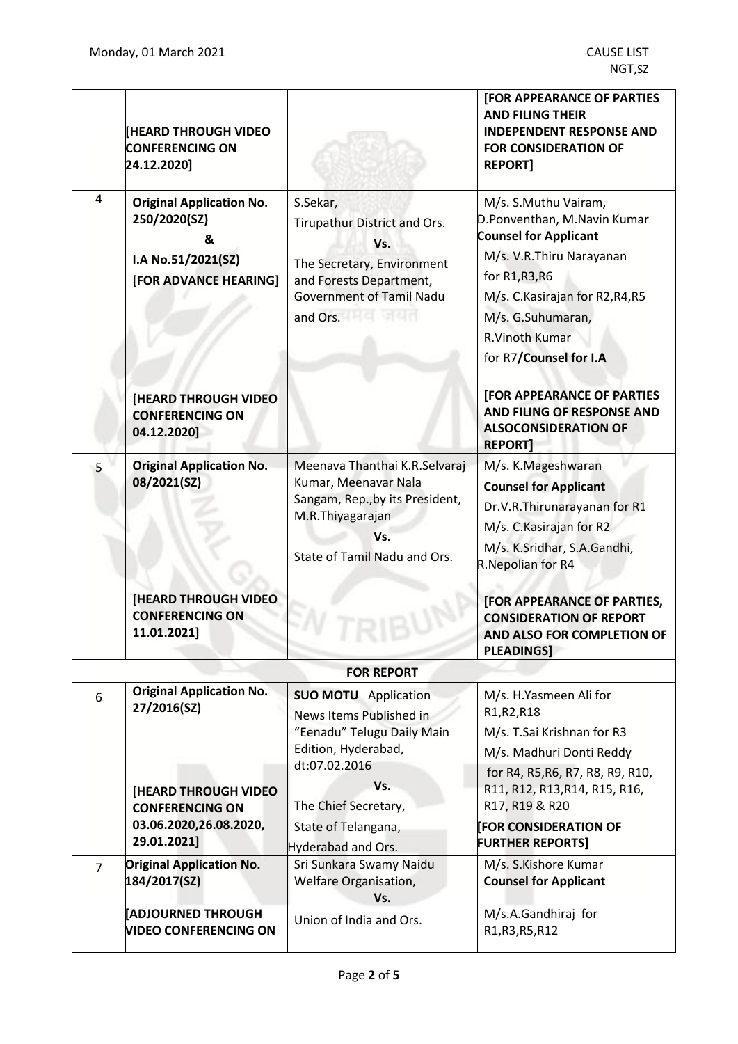| | | | |
|---|---|---|---|
| | [HEARD THROUGH VIDEO CONFERENCING ON 24.12.2020] | | [FOR APPEARANCE OF PARTIES AND FILING THEIR INDEPENDENT RESPONSE AND FOR CONSIDERATION OF REPORT] |
| 4 | **Original Application No. 250/2020(SZ)**<br>**&**<br>**I.A No.51/2021(SZ)**<br>**[FOR ADVANCE HEARING]**<br><br>**[HEARD THROUGH VIDEO CONFERENCING ON 04.12.2020]** | S.Sekar,<br>Tirupathur District and Ors.<br>Vs.<br>The Secretary, Environment and Forests Department, Government of Tamil Nadu and Ors. | M/s. S.Muthu Vairam, D.Ponventhan, M.Navin Kumar<br>**Counsel for Applicant**<br>M/s. V.R.Thiru Narayanan for R1,R3,R6<br>M/s. C.Kasirajan for R2,R4,R5<br>M/s. G.Suhumaran, R.Vinoth Kumar for R7/**Counsel for I.A**<br><br>**[FOR APPEARANCE OF PARTIES AND FILING OF RESPONSE AND ALSOCONSIDERATION OF REPORT]** |
| 5 | **Original Application No. 08/2021(SZ)**<br><br>**[HEARD THROUGH VIDEO CONFERENCING ON 11.01.2021]** | Meenava Thanthai K.R.Selvaraj Kumar, Meenavar Nala Sangam, Rep.,by its President, M.R.Thiyagarajan<br>Vs.<br>State of Tamil Nadu and Ors. | M/s. K.Mageshwaran<br>**Counsel for Applicant**<br>Dr.V.R.Thirunarayanan for R1<br>M/s. C.Kasirajan for R2<br>M/s. K.Sridhar, S.A.Gandhi, R.Nepolian for R4<br><br>**[FOR APPEARANCE OF PARTIES, CONSIDERATION OF REPORT AND ALSO FOR COMPLETION OF PLEADINGS]** |
| | | **FOR REPORT** | |
| 6 | **Original Application No. 27/2016(SZ)**<br><br>**[HEARD THROUGH VIDEO CONFERENCING ON 03.06.2020,26.08.2020, 29.01.2021]** | **SUO MOTU** Application<br>News Items Published in "Eenadu" Telugu Daily Main Edition, Hyderabad, dt:07.02.2016<br>Vs.<br>The Chief Secretary, State of Telangana, Hyderabad and Ors. | M/s. H.Yasmeen Ali for R1,R2,R18<br>M/s. T.Sai Krishnan for R3<br>M/s. Madhuri Donti Reddy for R4, R5,R6, R7, R8, R9, R10, R11, R12, R13,R14, R15, R16, R17, R19 & R20<br>**[FOR CONSIDERATION OF FURTHER REPORTS]** |
| 7 | **Original Application No. 184/2017(SZ)**<br><br>**[ADJOURNED THROUGH VIDEO CONFERENCING ON** | Sri Sunkara Swamy Naidu Welfare Organisation,<br>Vs.<br>Union of India and Ors. | M/s. S.Kishore Kumar<br>**Counsel for Applicant**<br><br>M/s.A.Gandhiraj for R1,R3,R5,R12 |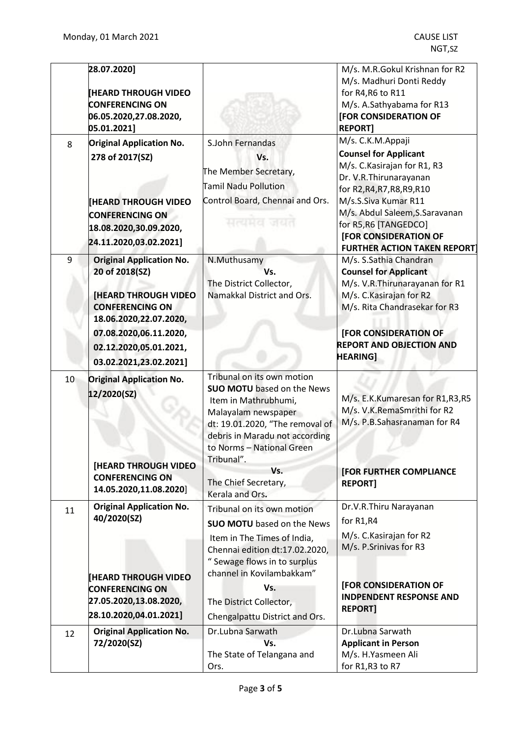| | | | |
|---|---|---|---|
| | 28.07.2020]<br><br>**[HEARD THROUGH VIDEO CONFERENCING ON 06.05.2020,27.08.2020, 05.01.2021]** | | M/s. M.R.Gokul Krishnan for R2<br>M/s. Madhuri Donti Reddy for R4,R6 to R11<br>M/s. A.Sathyabama for R13<br>**[FOR CONSIDERATION OF REPORT]** |
| 8 | **Original Application No. 278 of 2017(SZ)**<br><br>**[HEARD THROUGH VIDEO CONFERENCING ON 18.08.2020,30.09.2020, 24.11.2020,03.02.2021]** | S.John Fernandas<br>**Vs.**<br>The Member Secretary, Tamil Nadu Pollution Control Board, Chennai and Ors. | M/s. C.K.M.Appaji<br>**Counsel for Applicant**<br>M/s. C.Kasirajan for R1, R3<br>Dr. V.R.Thirunarayanan for R2,R4,R7,R8,R9,R10<br>M/s.S.Siva Kumar R11<br>M/s. Abdul Saleem,S.Saravanan for R5,R6 [TANGEDCO]<br>**[FOR CONSIDERATION OF FURTHER ACTION TAKEN REPORT]** |
| 9 | **Original Application No. 20 of 2018(SZ)**<br><br>**[HEARD THROUGH VIDEO CONFERENCING ON 18.06.2020,22.07.2020, 07.08.2020,06.11.2020, 02.12.2020,05.01.2021, 03.02.2021,23.02.2021]** | N.Muthusamy<br>**Vs.**<br>The District Collector, Namakkal District and Ors. | M/s. S.Sathia Chandran<br>**Counsel for Applicant**<br>M/s. V.R.Thirunarayanan for R1<br>M/s. C.Kasirajan for R2<br>M/s. Rita Chandrasekar for R3<br><br>**[FOR CONSIDERATION OF REPORT AND OBJECTION AND HEARING]** |
| 10 | **Original Application No. 12/2020(SZ)**<br><br>**[HEARD THROUGH VIDEO CONFERENCING ON 14.05.2020,11.08.2020]** | Tribunal on its own motion<br>**SUO MOTU** based on the News Item in Mathrubhumi, Malayalam newspaper dt: 19.01.2020, "The removal of debris in Maradu not according to Norms – National Green Tribunal".<br>**Vs.**<br>The Chief Secretary, Kerala and Ors. | M/s. E.K.Kumaresan for R1,R3,R5<br>M/s. V.K.RemaSmrithi for R2<br>M/s. P.B.Sahasranaman for R4<br><br>**[FOR FURTHER COMPLIANCE REPORT]** |
| 11 | **Original Application No. 40/2020(SZ)**<br><br>**[HEARD THROUGH VIDEO CONFERENCING ON 27.05.2020,13.08.2020, 28.10.2020,04.01.2021]** | Tribunal on its own motion<br>**SUO MOTU** based on the News Item in The Times of India, Chennai edition dt:17.02.2020, " Sewage flows in to surplus channel in Kovilambakkam"<br>**Vs.**<br>The District Collector, Chengalpattu District and Ors. | Dr.V.R.Thiru Narayanan for R1,R4<br>M/s. C.Kasirajan for R2<br>M/s. P.Srinivas for R3<br><br>**[FOR CONSIDERATION OF INDPENDENT RESPONSE AND REPORT]** |
| 12 | **Original Application No. 72/2020(SZ)** | Dr.Lubna Sarwath<br>**Vs.**<br>The State of Telangana and Ors. | Dr.Lubna Sarwath<br>**Applicant in Person**<br>M/s. H.Yasmeen Ali for R1,R3 to R7 |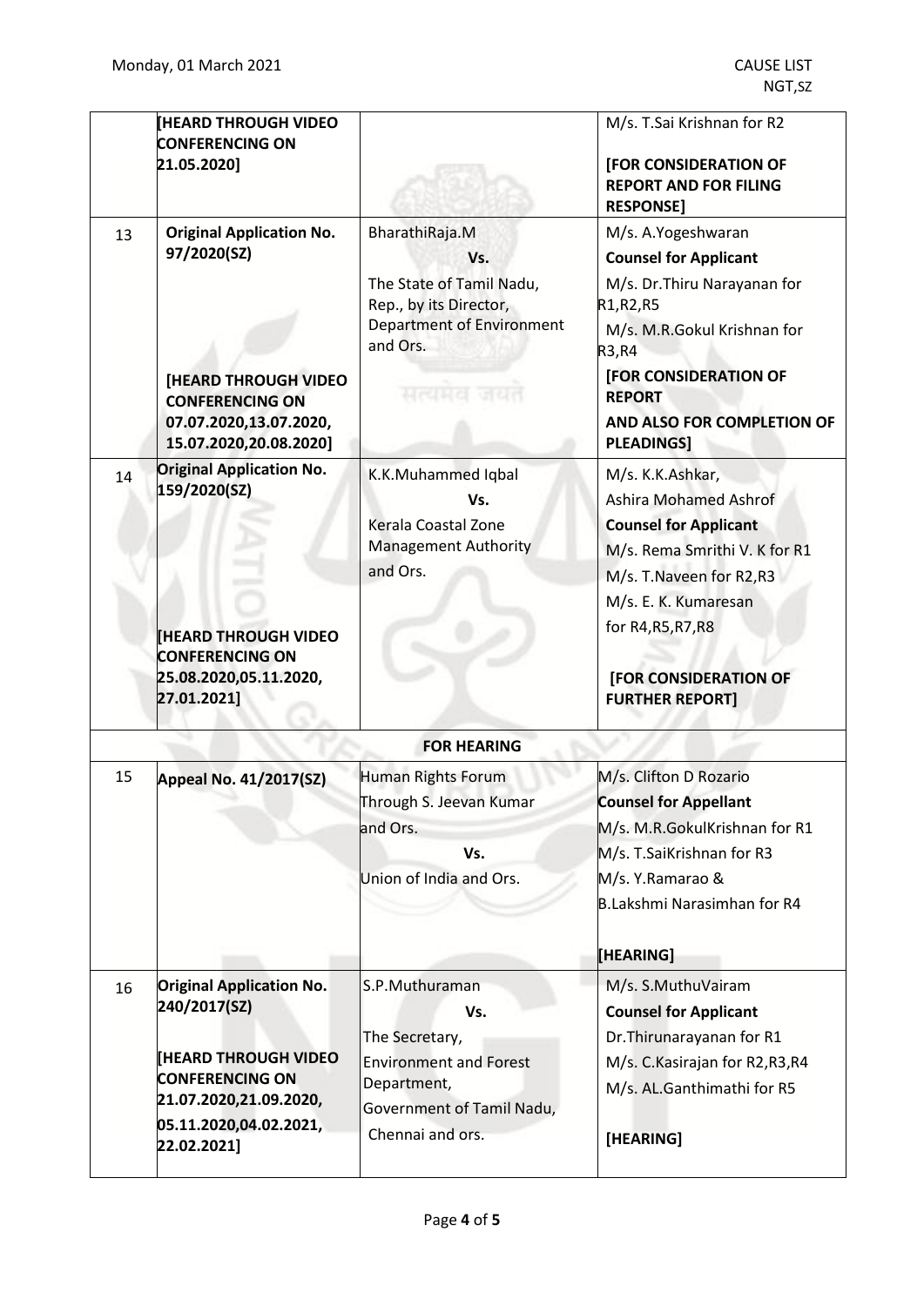|  | [HEARD THROUGH VIDEO CONFERENCING ON 21.05.2020] |  | M/s. T.Sai Krishnan for R2<br><br>**[FOR CONSIDERATION OF REPORT AND FOR FILING RESPONSE]** |
|---|---|---|---|
| 13 | **Original Application No. 97/2020(SZ)**<br><br>**[HEARD THROUGH VIDEO CONFERENCING ON 07.07.2020,13.07.2020, 15.07.2020,20.08.2020]** | BharathiRaja.M<br>**Vs.**<br>The State of Tamil Nadu, Rep., by its Director, Department of Environment and Ors. | M/s. A.Yogeshwaran<br>**Counsel for Applicant**<br>M/s. Dr.Thiru Narayanan for R1,R2,R5<br>M/s. M.R.Gokul Krishnan for R3,R4<br>**[FOR CONSIDERATION OF REPORT**<br>**AND ALSO FOR COMPLETION OF PLEADINGS]** |
| 14 | **Original Application No. 159/2020(SZ)**<br><br>**[HEARD THROUGH VIDEO CONFERENCING ON 25.08.2020,05.11.2020, 27.01.2021]** | K.K.Muhammed Iqbal<br>**Vs.**<br>Kerala Coastal Zone Management Authority and Ors. | M/s. K.K.Ashkar,<br>Ashira Mohamed Ashrof<br>**Counsel for Applicant**<br>M/s. Rema Smrithi V. K for R1<br>M/s. T.Naveen for R2,R3<br>M/s. E. K. Kumaresan for R4,R5,R7,R8<br><br>**[FOR CONSIDERATION OF FURTHER REPORT]** |
|  |  | **FOR HEARING** |  |
| 15 | **Appeal No. 41/2017(SZ)** | Human Rights Forum Through S. Jeevan Kumar and Ors.<br>**Vs.**<br>Union of India and Ors. | M/s. Clifton D Rozario<br>**Counsel for Appellant**<br>M/s. M.R.GokulKrishnan for R1<br>M/s. T.SaiKrishnan for R3<br>M/s. Y.Ramarao &<br>B.Lakshmi Narasimhan for R4<br><br>**[HEARING]** |
| 16 | **Original Application No. 240/2017(SZ)**<br><br>**[HEARD THROUGH VIDEO CONFERENCING ON 21.07.2020,21.09.2020, 05.11.2020,04.02.2021, 22.02.2021]** | S.P.Muthuraman<br>**Vs.**<br>The Secretary, Environment and Forest Department, Government of Tamil Nadu, Chennai and ors. | M/s. S.MuthuVairam<br>**Counsel for Applicant**<br>Dr.Thirunarayanan for R1<br>M/s. C.Kasirajan for R2,R3,R4<br>M/s. AL.Ganthimathi for R5<br><br>**[HEARING]** |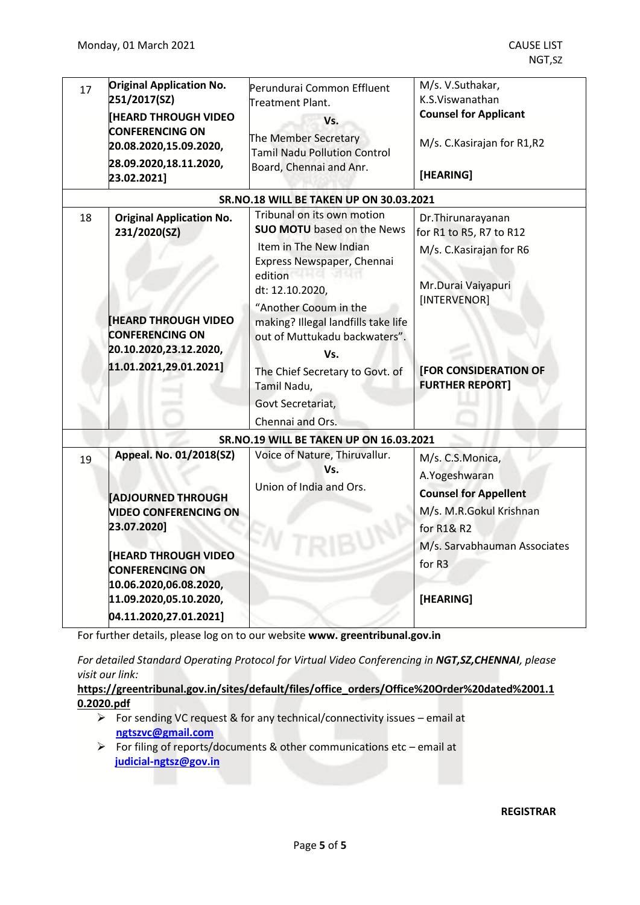| | | | |
|---|---|---|---|
| 17 | **Original Application No. 251/2017(SZ)** **[HEARD THROUGH VIDEO CONFERENCING ON 20.08.2020,15.09.2020, 28.09.2020,18.11.2020, 23.02.2021]** | Perundurai Common Effluent Treatment Plant. **Vs.** The Member Secretary Tamil Nadu Pollution Control Board, Chennai and Anr. | M/s. V.Suthakar, K.S.Viswanathan **Counsel for Applicant** M/s. C.Kasirajan for R1,R2 **[HEARING]** |
| **SR.NO.18 WILL BE TAKEN UP ON 30.03.2021** | | | |
| 18 | **Original Application No. 231/2020(SZ)** **[HEARD THROUGH VIDEO CONFERENCING ON 20.10.2020,23.12.2020, 11.01.2021,29.01.2021]** | Tribunal on its own motion **SUO MOTU** based on the News Item in The New Indian Express Newspaper, Chennai edition dt: 12.10.2020, "Another Cooum in the making? Illegal landfills take life out of Muttukadu backwaters". **Vs.** The Chief Secretary to Govt. of Tamil Nadu, Govt Secretariat, Chennai and Ors. | Dr.Thirunarayanan for R1 to R5, R7 to R12 M/s. C.Kasirajan for R6 Mr.Durai Vaiyapuri [INTERVENOR] **[FOR CONSIDERATION OF FURTHER REPORT]** |
| **SR.NO.19 WILL BE TAKEN UP ON 16.03.2021** | | | |
| 19 | **Appeal. No. 01/2018(SZ)** **[ADJOURNED THROUGH VIDEO CONFERENCING ON 23.07.2020]** **[HEARD THROUGH VIDEO CONFERENCING ON 10.06.2020,06.08.2020, 11.09.2020,05.10.2020, 04.11.2020,27.01.2021]** | Voice of Nature, Thiruvallur. **Vs.** Union of India and Ors. | M/s. C.S.Monica, A.Yogeshwaran **Counsel for Appellent** M/s. M.R.Gokul Krishnan for R1& R2 M/s. Sarvabhauman Associates for R3 **[HEARING]** |

For further details, please log on to our website **www. greentribunal.gov.in**

*For detailed Standard Operating Protocol for Virtual Video Conferencing in **NGT,SZ,CHENNAI**, please visit our link:*

**https://greentribunal.gov.in/sites/default/files/office_orders/Office%20Order%20dated%2001.10.2020.pdf**

- For sending VC request & for any technical/connectivity issues – email at **ngtszvc@gmail.com**
- For filing of reports/documents & other communications etc – email at **judicial-ngtsz@gov.in**

**REGISTRAR**